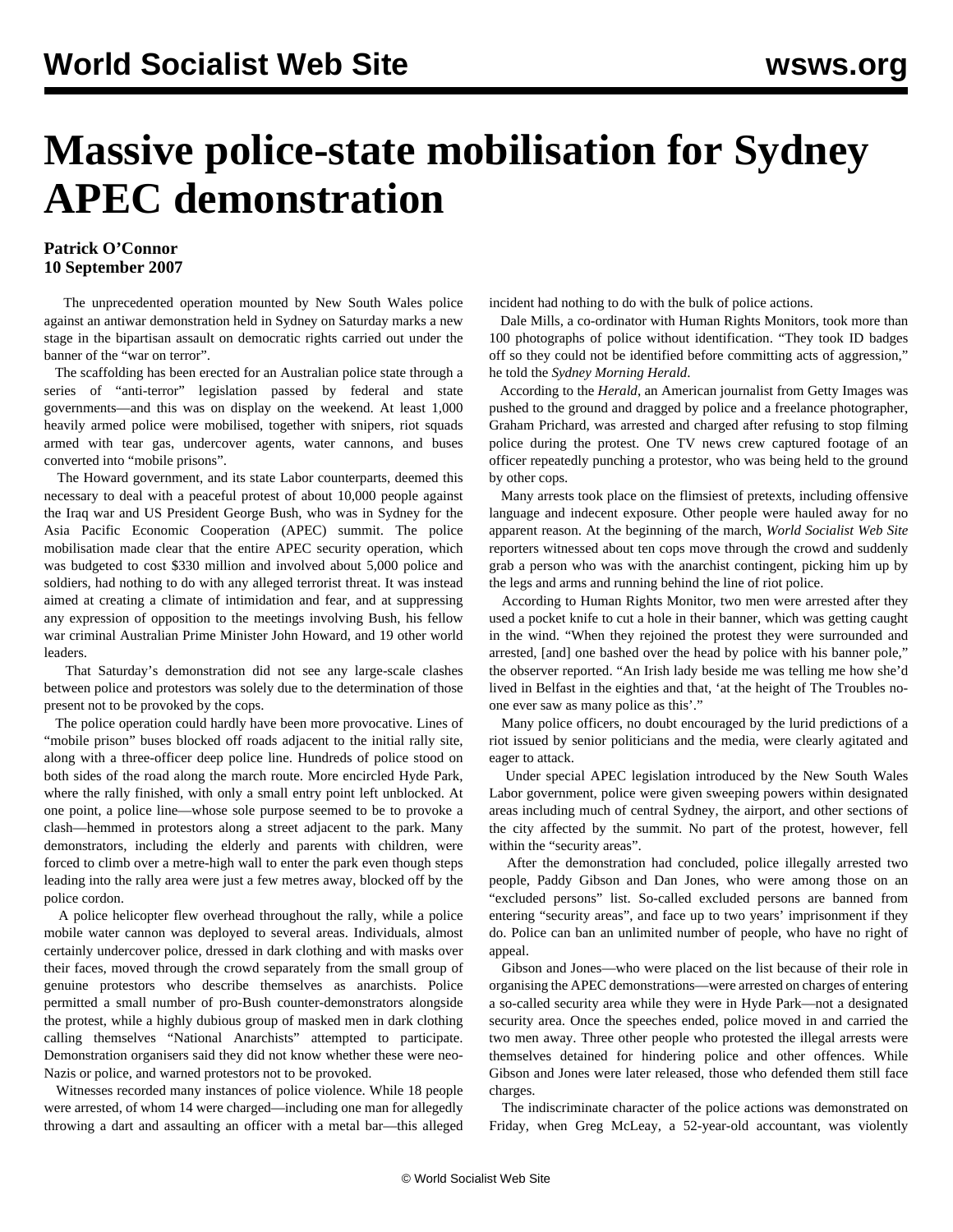# Massive police-state mobilisation for Sydney APEC demonstration

**Patrick O'Connor**
**10 September 2007**

The unprecedented operation mounted by New South Wales police against an antiwar demonstration held in Sydney on Saturday marks a new stage in the bipartisan assault on democratic rights carried out under the banner of the "war on terror".

The scaffolding has been erected for an Australian police state through a series of "anti-terror" legislation passed by federal and state governments—and this was on display on the weekend. At least 1,000 heavily armed police were mobilised, together with snipers, riot squads armed with tear gas, undercover agents, water cannons, and buses converted into "mobile prisons".

The Howard government, and its state Labor counterparts, deemed this necessary to deal with a peaceful protest of about 10,000 people against the Iraq war and US President George Bush, who was in Sydney for the Asia Pacific Economic Cooperation (APEC) summit. The police mobilisation made clear that the entire APEC security operation, which was budgeted to cost $330 million and involved about 5,000 police and soldiers, had nothing to do with any alleged terrorist threat. It was instead aimed at creating a climate of intimidation and fear, and at suppressing any expression of opposition to the meetings involving Bush, his fellow war criminal Australian Prime Minister John Howard, and 19 other world leaders.

That Saturday's demonstration did not see any large-scale clashes between police and protestors was solely due to the determination of those present not to be provoked by the cops.

The police operation could hardly have been more provocative. Lines of "mobile prison" buses blocked off roads adjacent to the initial rally site, along with a three-officer deep police line. Hundreds of police stood on both sides of the road along the march route. More encircled Hyde Park, where the rally finished, with only a small entry point left unblocked. At one point, a police line—whose sole purpose seemed to be to provoke a clash—hemmed in protestors along a street adjacent to the park. Many demonstrators, including the elderly and parents with children, were forced to climb over a metre-high wall to enter the park even though steps leading into the rally area were just a few metres away, blocked off by the police cordon.

A police helicopter flew overhead throughout the rally, while a police mobile water cannon was deployed to several areas. Individuals, almost certainly undercover police, dressed in dark clothing and with masks over their faces, moved through the crowd separately from the small group of genuine protestors who describe themselves as anarchists. Police permitted a small number of pro-Bush counter-demonstrators alongside the protest, while a highly dubious group of masked men in dark clothing calling themselves "National Anarchists" attempted to participate. Demonstration organisers said they did not know whether these were neo-Nazis or police, and warned protestors not to be provoked.

Witnesses recorded many instances of police violence. While 18 people were arrested, of whom 14 were charged—including one man for allegedly throwing a dart and assaulting an officer with a metal bar—this alleged incident had nothing to do with the bulk of police actions.

Dale Mills, a co-ordinator with Human Rights Monitors, took more than 100 photographs of police without identification. "They took ID badges off so they could not be identified before committing acts of aggression," he told the *Sydney Morning Herald*.

According to the *Herald*, an American journalist from Getty Images was pushed to the ground and dragged by police and a freelance photographer, Graham Prichard, was arrested and charged after refusing to stop filming police during the protest. One TV news crew captured footage of an officer repeatedly punching a protestor, who was being held to the ground by other cops.

Many arrests took place on the flimsiest of pretexts, including offensive language and indecent exposure. Other people were hauled away for no apparent reason. At the beginning of the march, *World Socialist Web Site* reporters witnessed about ten cops move through the crowd and suddenly grab a person who was with the anarchist contingent, picking him up by the legs and arms and running behind the line of riot police.

According to Human Rights Monitor, two men were arrested after they used a pocket knife to cut a hole in their banner, which was getting caught in the wind. "When they rejoined the protest they were surrounded and arrested, [and] one bashed over the head by police with his banner pole," the observer reported. "An Irish lady beside me was telling me how she'd lived in Belfast in the eighties and that, 'at the height of The Troubles no-one ever saw as many police as this'."

Many police officers, no doubt encouraged by the lurid predictions of a riot issued by senior politicians and the media, were clearly agitated and eager to attack.

Under special APEC legislation introduced by the New South Wales Labor government, police were given sweeping powers within designated areas including much of central Sydney, the airport, and other sections of the city affected by the summit. No part of the protest, however, fell within the "security areas".

After the demonstration had concluded, police illegally arrested two people, Paddy Gibson and Dan Jones, who were among those on an "excluded persons" list. So-called excluded persons are banned from entering "security areas", and face up to two years' imprisonment if they do. Police can ban an unlimited number of people, who have no right of appeal.

Gibson and Jones—who were placed on the list because of their role in organising the APEC demonstrations—were arrested on charges of entering a so-called security area while they were in Hyde Park—not a designated security area. Once the speeches ended, police moved in and carried the two men away. Three other people who protested the illegal arrests were themselves detained for hindering police and other offences. While Gibson and Jones were later released, those who defended them still face charges.

The indiscriminate character of the police actions was demonstrated on Friday, when Greg McLeay, a 52-year-old accountant, was violently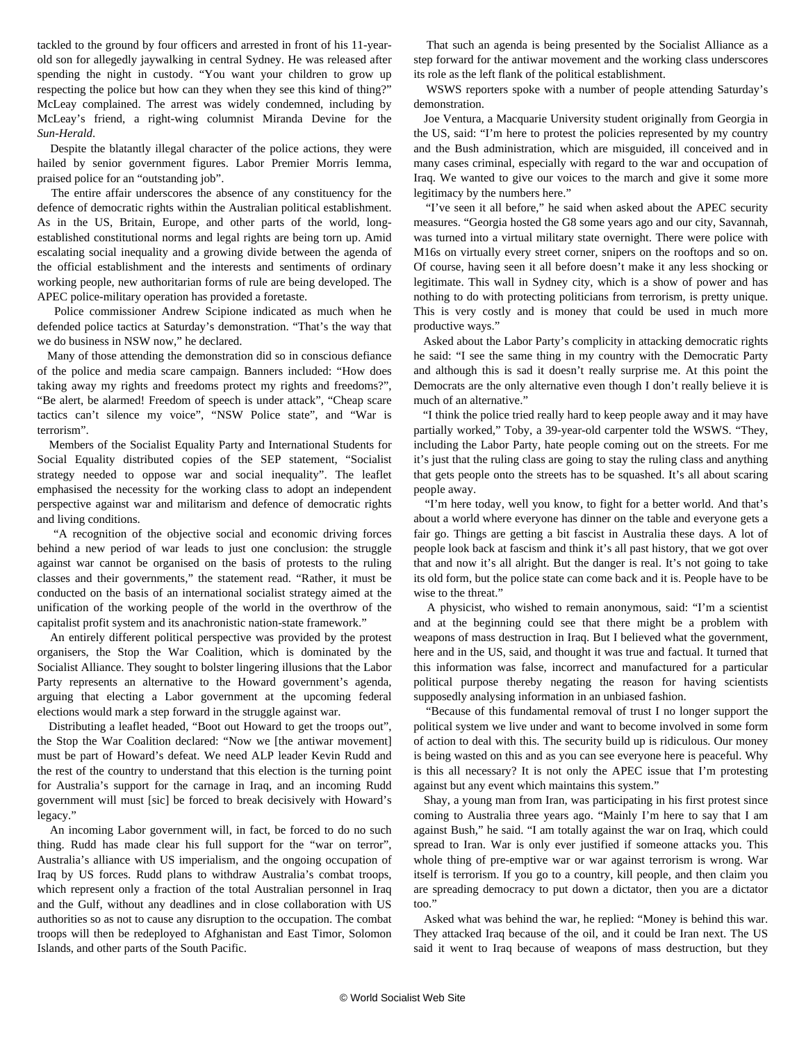tackled to the ground by four officers and arrested in front of his 11-year-old son for allegedly jaywalking in central Sydney. He was released after spending the night in custody. "You want your children to grow up respecting the police but how can they when they see this kind of thing?" McLeay complained. The arrest was widely condemned, including by McLeay's friend, a right-wing columnist Miranda Devine for the *Sun-Herald*.

Despite the blatantly illegal character of the police actions, they were hailed by senior government figures. Labor Premier Morris Iemma, praised police for an "outstanding job".

The entire affair underscores the absence of any constituency for the defence of democratic rights within the Australian political establishment. As in the US, Britain, Europe, and other parts of the world, long-established constitutional norms and legal rights are being torn up. Amid escalating social inequality and a growing divide between the agenda of the official establishment and the interests and sentiments of ordinary working people, new authoritarian forms of rule are being developed. The APEC police-military operation has provided a foretaste.

Police commissioner Andrew Scipione indicated as much when he defended police tactics at Saturday's demonstration. "That's the way that we do business in NSW now," he declared.

Many of those attending the demonstration did so in conscious defiance of the police and media scare campaign. Banners included: "How does taking away my rights and freedoms protect my rights and freedoms?", "Be alert, be alarmed! Freedom of speech is under attack", "Cheap scare tactics can't silence my voice", "NSW Police state", and "War is terrorism".

Members of the Socialist Equality Party and International Students for Social Equality distributed copies of the SEP statement, "Socialist strategy needed to oppose war and social inequality". The leaflet emphasised the necessity for the working class to adopt an independent perspective against war and militarism and defence of democratic rights and living conditions.

"A recognition of the objective social and economic driving forces behind a new period of war leads to just one conclusion: the struggle against war cannot be organised on the basis of protests to the ruling classes and their governments," the statement read. "Rather, it must be conducted on the basis of an international socialist strategy aimed at the unification of the working people of the world in the overthrow of the capitalist profit system and its anachronistic nation-state framework."

An entirely different political perspective was provided by the protest organisers, the Stop the War Coalition, which is dominated by the Socialist Alliance. They sought to bolster lingering illusions that the Labor Party represents an alternative to the Howard government's agenda, arguing that electing a Labor government at the upcoming federal elections would mark a step forward in the struggle against war.

Distributing a leaflet headed, "Boot out Howard to get the troops out", the Stop the War Coalition declared: "Now we [the antiwar movement] must be part of Howard's defeat. We need ALP leader Kevin Rudd and the rest of the country to understand that this election is the turning point for Australia's support for the carnage in Iraq, and an incoming Rudd government will must [sic] be forced to break decisively with Howard's legacy."

An incoming Labor government will, in fact, be forced to do no such thing. Rudd has made clear his full support for the "war on terror", Australia's alliance with US imperialism, and the ongoing occupation of Iraq by US forces. Rudd plans to withdraw Australia's combat troops, which represent only a fraction of the total Australian personnel in Iraq and the Gulf, without any deadlines and in close collaboration with US authorities so as not to cause any disruption to the occupation. The combat troops will then be redeployed to Afghanistan and East Timor, Solomon Islands, and other parts of the South Pacific.

That such an agenda is being presented by the Socialist Alliance as a step forward for the antiwar movement and the working class underscores its role as the left flank of the political establishment.

WSWS reporters spoke with a number of people attending Saturday's demonstration.

Joe Ventura, a Macquarie University student originally from Georgia in the US, said: "I'm here to protest the policies represented by my country and the Bush administration, which are misguided, ill conceived and in many cases criminal, especially with regard to the war and occupation of Iraq. We wanted to give our voices to the march and give it some more legitimacy by the numbers here."

"I've seen it all before," he said when asked about the APEC security measures. "Georgia hosted the G8 some years ago and our city, Savannah, was turned into a virtual military state overnight. There were police with M16s on virtually every street corner, snipers on the rooftops and so on. Of course, having seen it all before doesn't make it any less shocking or legitimate. This wall in Sydney city, which is a show of power and has nothing to do with protecting politicians from terrorism, is pretty unique. This is very costly and is money that could be used in much more productive ways."

Asked about the Labor Party's complicity in attacking democratic rights he said: "I see the same thing in my country with the Democratic Party and although this is sad it doesn't really surprise me. At this point the Democrats are the only alternative even though I don't really believe it is much of an alternative."

"I think the police tried really hard to keep people away and it may have partially worked," Toby, a 39-year-old carpenter told the WSWS. "They, including the Labor Party, hate people coming out on the streets. For me it's just that the ruling class are going to stay the ruling class and anything that gets people onto the streets has to be squashed. It's all about scaring people away.

"I'm here today, well you know, to fight for a better world. And that's about a world where everyone has dinner on the table and everyone gets a fair go. Things are getting a bit fascist in Australia these days. A lot of people look back at fascism and think it's all past history, that we got over that and now it's all alright. But the danger is real. It's not going to take its old form, but the police state can come back and it is. People have to be wise to the threat."

A physicist, who wished to remain anonymous, said: "I'm a scientist and at the beginning could see that there might be a problem with weapons of mass destruction in Iraq. But I believed what the government, here and in the US, said, and thought it was true and factual. It turned that this information was false, incorrect and manufactured for a particular political purpose thereby negating the reason for having scientists supposedly analysing information in an unbiased fashion.

"Because of this fundamental removal of trust I no longer support the political system we live under and want to become involved in some form of action to deal with this. The security build up is ridiculous. Our money is being wasted on this and as you can see everyone here is peaceful. Why is this all necessary? It is not only the APEC issue that I'm protesting against but any event which maintains this system."

Shay, a young man from Iran, was participating in his first protest since coming to Australia three years ago. "Mainly I'm here to say that I am against Bush," he said. "I am totally against the war on Iraq, which could spread to Iran. War is only ever justified if someone attacks you. This whole thing of pre-emptive war or war against terrorism is wrong. War itself is terrorism. If you go to a country, kill people, and then claim you are spreading democracy to put down a dictator, then you are a dictator too."

Asked what was behind the war, he replied: "Money is behind this war. They attacked Iraq because of the oil, and it could be Iran next. The US said it went to Iraq because of weapons of mass destruction, but they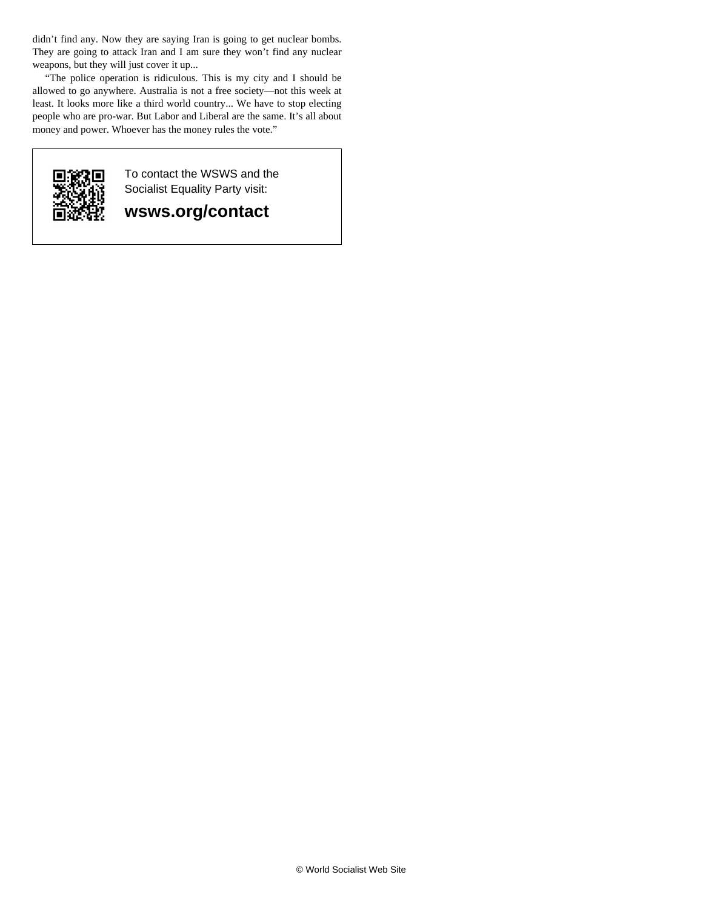didn't find any. Now they are saying Iran is going to get nuclear bombs. They are going to attack Iran and I am sure they won't find any nuclear weapons, but they will just cover it up...

"The police operation is ridiculous. This is my city and I should be allowed to go anywhere. Australia is not a free society—not this week at least. It looks more like a third world country... We have to stop electing people who are pro-war. But Labor and Liberal are the same. It's all about money and power. Whoever has the money rules the vote."

To contact the WSWS and the Socialist Equality Party visit:

**wsws.org/contact**

© World Socialist Web Site